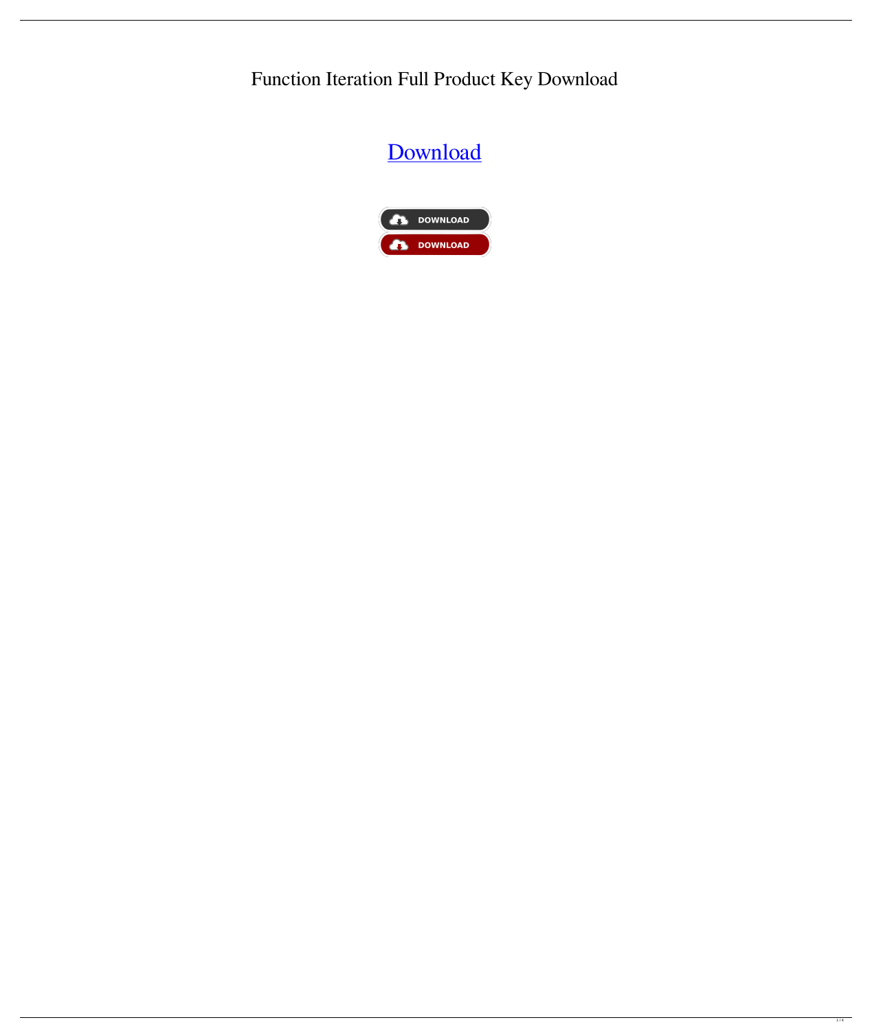# Function Iteration Full Product Key Download

[Download]

DOWNLOAD

DOWNLOAD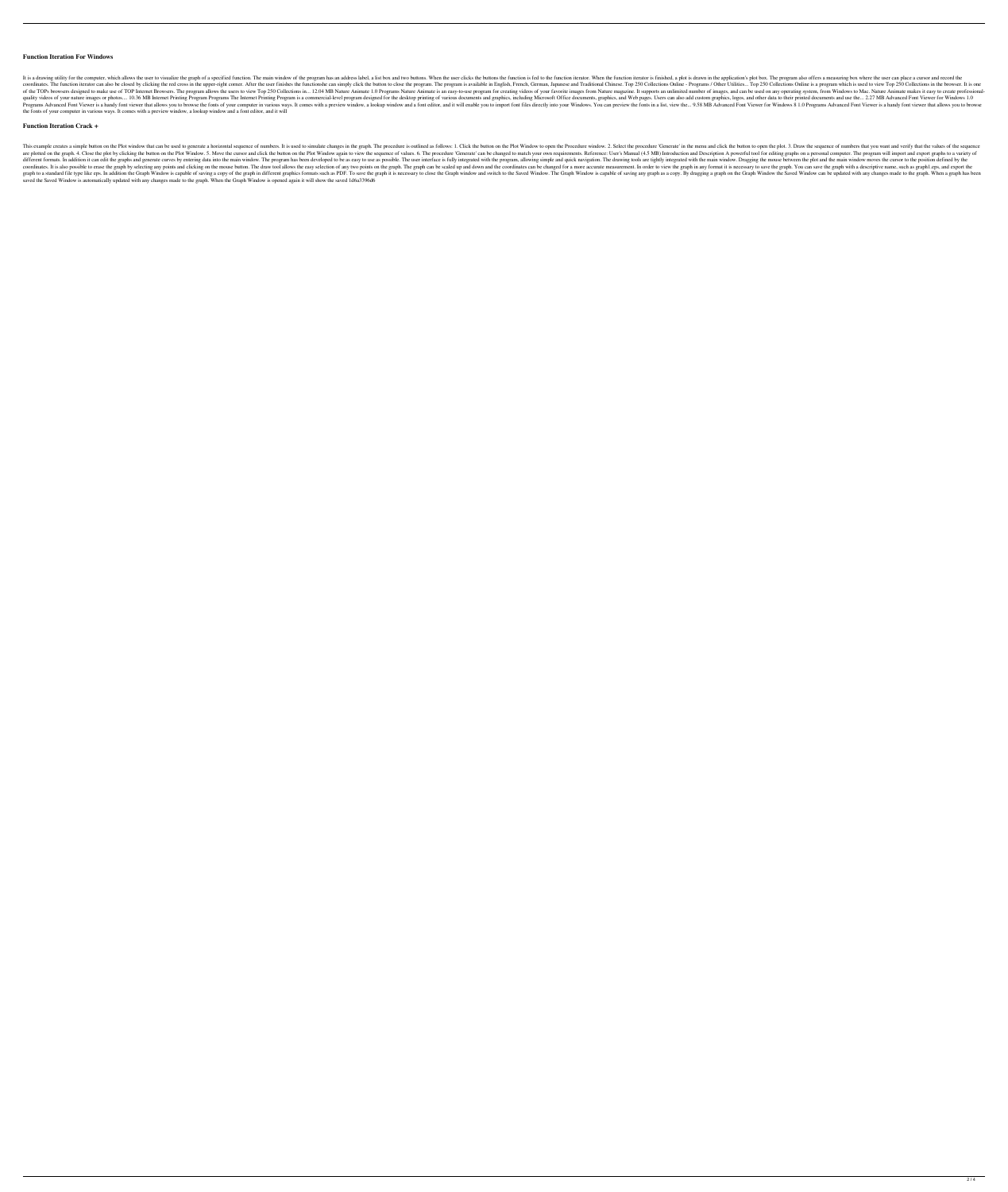### Function Iteration For Windows

It is a drawing utility for the computer, which allows the user to visualize the graph of a specified function. The main window of the program has an address label, a list box and two buttons. When the user clicks the buttons the function is fed to the function iterator. When the function iterator is finished, a plot is drawn in the application's plot box. The program also offers a measuring box where the user can place a cursor and record the coordinates. The function iterator can also be closed by clicking the red cross in the upper-right corner. After the user finishes the functionshe can simply click the button to close the program. The program is available in English, French, German, Japanese and Traditional Chinese. Top 250 Collections Online - Programs / Other Utilities... Top 250 Collections Online is a program which is used to view Top 250 Collections in the browser. It is one of the TOPs browsers designed to make use of TOP Internet Browsers. The program allows the users to view Top 250 Collections in... 12.04 MB Nature Animate 1.0 Programs Nature Animate is an easy-to-use program for creating videos of your favorite images from Nature magazine. It supports an unlimited number of images, and can be used on any operating system, from Windows to Mac. Nature Animate makes it easy to create professional-quality videos of your nature images or photos.... 10.36 MB Internet Printing Program Programs The Internet Printing Program is a commercial-level program designed for the desktop printing of various documents and graphics, including Microsoft Office documents, graphics, and Web pages. Users can also add custom graphics, logos, and other data to their printed documents and use the... 2.27 MB Advanced Font Viewer for Windows 1.0 Programs Advanced Font Viewer is a handy font viewer that allows you to browse the fonts of your computer in various ways. It comes with a preview window, a lookup window and a font editor, and it will enable you to import font files directly into your Windows. You can preview the fonts in a list, view the... 9.58 MB Advanced Font Viewer for Windows 8 1.0 Programs Advanced Font Viewer is a handy font viewer that allows you to browse the fonts of your computer in various ways. It comes with a preview window, a lookup window and a font editor, and it will

### Function Iteration Crack +

This example creates a simple button on the Plot window that can be used to generate a horizontal sequence of numbers. It is used to simulate changes in the graph. The procedure is outlined as follows: 1. Click the button on the Plot Window to open the Procedure window. 2. Select the procedure 'Generate' in the menu and click the button to open the plot. 3. Draw the sequence of numbers that you want and verify that the values of the sequence are plotted on the graph. 4. Close the plot by clicking the button on the Plot Window. 5. Move the cursor and click the button on the Plot Window again to view the sequence of values. 6. The procedure 'Generate' can be changed to match your own requirements. Reference: User's Manual (4.5 MB) Introduction and Description A powerful tool for editing graphs on a personal computer. The program will import and export graphs to a variety of different formats. In addition it can edit the graphs and generate curves by entering data into the main window. The program has been developed to be as easy to use as possible. The user interface is fully integrated with the program, allowing simple and quick navigation. The drawing tools are tightly integrated with the main window. Dragging the mouse between the plot and the main window moves the cursor to the position defined by the coordinates. It is also possible to erase the graph by selecting any points and clicking on the mouse button. The draw tool allows the easy selection of any two points on the graph. The graph can be scaled up and down and the coordinates can be changed for a more accurate measurement. In order to view the graph in any format it is necessary to save the graph. You can save the graph with a descriptive name, such as graph1.eps, and export the graph to a standard file type like eps. In addition the Graph Window is capable of saving a copy of the graph in different graphics formats such as PDF. To save the graph it is necessary to close the Graph window and switch to the Saved Window. The Graph Window is capable of saving any graph as a copy. By dragging a graph on the Graph Window the Saved Window can be updated with any changes made to the graph. When a graph has been saved the Saved Window is automatically updated with any changes made to the graph. When the Graph Window is opened again it will show the saved 1d6a3396d6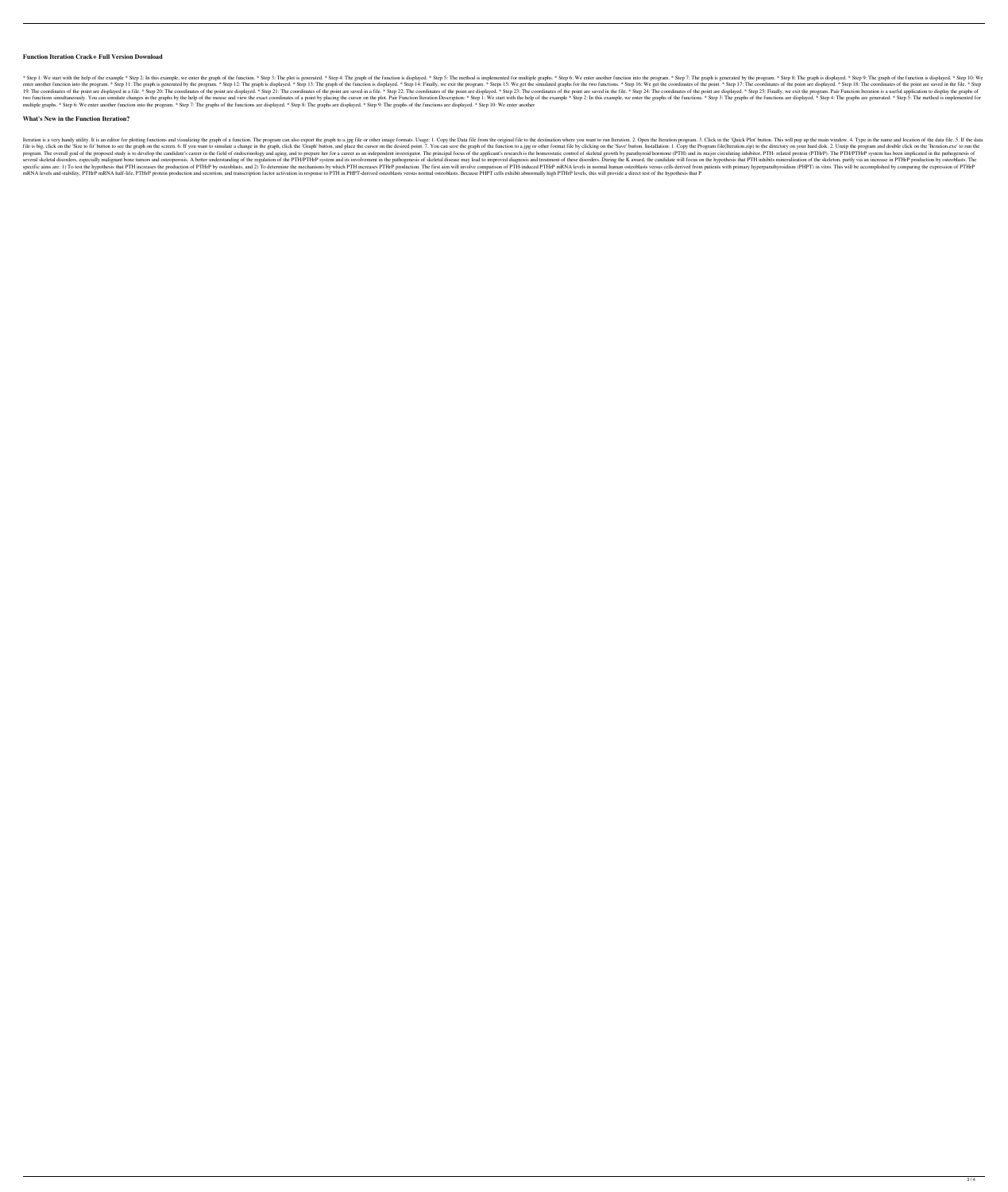# Function Iteration Crack+ Full Version Download

* Step 1: We start with the help of the example * Step 2: In this example, we enter the graph of the function. * Step 3: The plot is generated. * Step 4: The graph of the function is displayed. * Step 5: The method is implemented for multiple graphs. * Step 6: We enter another function into the program. * Step 7: The graph is generated by the program. * Step 8: The graph is displayed. * Step 9: The graph of the function is displayed. * Step 10: We enter another function into the program. * Step 11: The graph is generated by the program. * Step 12: The graph is displayed. * Step 13: The graph of the function is displayed. * Step 14: Finally, we exit the program. * Steps 15: We get the simulated graphs for the two functions. * Step 16: We get the coordinates of the point. * Step 17: The coordinates of the point are displayed. * Step 18: The coordinates of the point are saved in the file. * Step 19: The coordinates of the point are displayed in a file. * Step 20: The coordinates of the point are displayed. * Step 21: The coordinates of the point are saved in a file. * Step 22: The coordinates of the point are displayed. * Step 23: The coordinates of the point are saved in the file. * Step 24: The coordinates of the point are displayed. * Step 25: Finally, we exit the program. Pair Function Iteration is a useful application to display the graphs of two functions simultaneously. You can simulate changes in the graphs by the help of the mouse and view the exact coordinates of a point by placing the cursor on the plot. Pair Function Iteration Description: * Step 1: We start with the help of the example * Step 2: In this example, we enter the graphs of the functions. * Step 3: The graphs of the functions are displayed. * Step 4: The graphs are generated. * Step 5: The method is implemented for multiple graphs. * Step 6: We enter another function into the program. * Step 7: The graphs of the functions are displayed. * Step 8: The graphs are displayed. * Step 9: The graphs of the functions are displayed. * Step 10: We enter another

## What's New in the Function Iteration?

Iteration is a very handy utility. It is an editor for plotting functions and visualizing the graph of a function. The program can also export the graph to a.jpg file or other image formats. Usage: 1. Copy the Data file from the original file to the destination where you want to run Iteration. 2. Open the Iteration program. 3. Click in the 'Quick Plot' button. This will pop up the main window. 4. Type in the name and location of the data file. 5. If the data file is big, click on the 'Size to fit' button to see the graph on the screen. 6. If you want to simulate a change in the graph, click the 'Graph' button, and place the cursor on the desired point. 7. You can save the graph of the function to a.jpg or other format file by clicking on the 'Save' button. Installation: 1. Copy the Program file(Iteration.zip) to the directory on your hard disk. 2. Unzip the program and double click on the 'Iteration.exe' to run the program. The overall goal of the proposed study is to develop the candidate's career in the field of endocrinology and aging, and to prepare her for a career as an independent investigator. The principal focus of the applicant's research is the homeostatic control of skeletal growth by parathyroid hormone (PTH) and its major circulating inhibitor, PTH- related protein (PTHrP). The PTH/PTHrP system has been implicated in the pathogenesis of several skeletal disorders, especially malignant bone tumors and osteoporosis. A better understanding of the regulation of the PTH/PTHrP system and its involvement in the pathogenesis of skeletal disease may lead to improved diagnosis and treatment of these disorders. During the K award, the candidate will focus on the hypothesis that PTH inhibits mineralization of the skeleton, partly via an increase in PTHrP production by osteoblasts. The specific aims are: 1) To test the hypothesis that PTH increases the production of PTHrP by osteoblasts, and 2) To determine the mechanisms by which PTH increases PTHrP production. The first aim will involve comparison of PTH-induced PTHrP mRNA levels in normal human osteoblasts versus cells derived from patients with primary hyperparathyroidism (PHPT) in vitro. This will be accomplished by comparing the expression of PTHrP mRNA levels and stability, PTHrP mRNA half-life, PTHrP protein production and secretion, and transcription factor activation in response to PTH in PHPT-derived osteoblasts versus normal osteoblasts. Because PHPT cells exhibit abnormally high PTHrP levels, this will provide a direct test of the hypothesis that P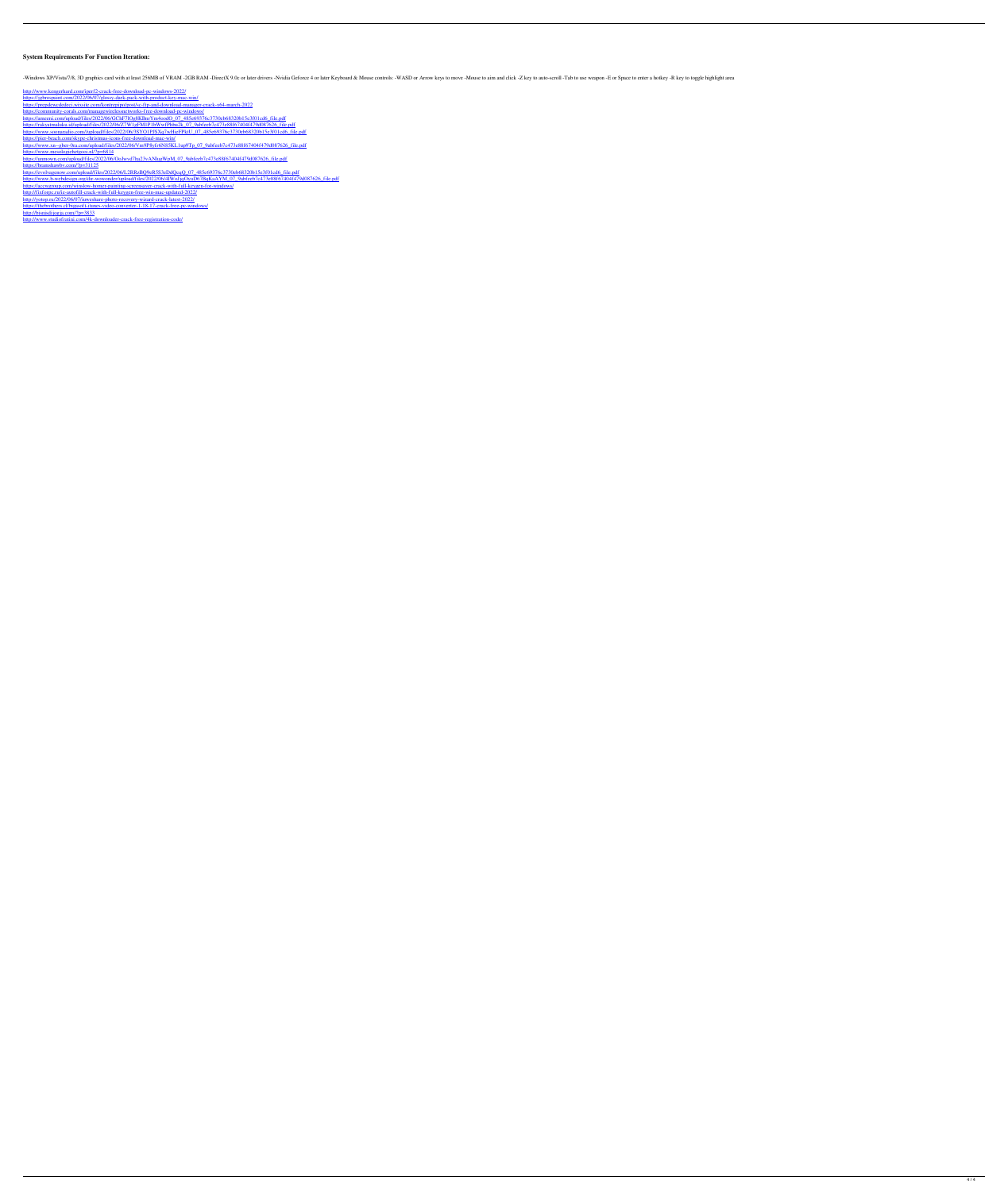**System Requirements For Function Iteration:**

-Windows XP/Vista/7/8, 3D graphics card with at least 256MB of VRAM -2GB RAM -DirectX 9.0c or later drivers -Nvidia Geforce 4 or later Keyboard & Mouse controls: -WASD or Arrow keys to move -Mouse to aim and click -Z key to auto-scroll -Tab to use weapon -E or Space to enter a hotkey -R key to toggle highlight area

http://www.kengerhard.com/iperf2-crack-free-download-pc-windows-2022/
https://gobeauquint.com/2022/06/07/glossy-dark-pack-with-product-key-mac-win/
https://prepdwcedrdeci.wixsite.com/kontregipo/post/sc-ftp-and-download-manager-crack-x64-march-2022
https://community.corals.com/managewirelessnetworks-free-download-pc-windows/
https://americi.com/upload/files/2022/06/GChF7lOa8KBtrYm4sodO_07_485e6937fc3730eb68320b15e3f01cd6_file.pdf
https://rakyatmalaka.id/upload/files/2022/06/Z7W1gFMIP1bWtfPhbu2k_07_9abfeeb7c473e88f67404f479d087626_file.pdf
https://www.soonaradio.com//upload/files/2022/06/3SYO1PJSXq7wHieFPkiU_07_485e6937fc3730eb68320b15e3f01cd6_file.pdf
https://pier-beach.com/skype-christmas-icons-free-download-mac-win/
https://www.xn--gber-0ra.com/upload/files/2022/06/Vm9P8xfr6N8SKL1up9Tp_07_9abfeeb7c473e88f67404f479d087626_file.pdf
https://www.mesoraichetgoui.al/?p=6814
https://unmown.com/upload/files/2022/06/OoJwvd7hu23vANhzgWpM_07_9abfeeb7c473e88f67404f479d087626_file.pdf
https://hramshaobv.com/?p=31125
https://evolvagenow.com/upload/files/2022/06/L2RRzBQ9eRS83eDdQcqQ_07_485e6937fc3730eb68320b15e3f01cd6_file.pdf
https://www.b-webdesign.org/dir-wowonder/upload/files/2022/06/4lWoFjqOxuD67BqKaAYM_07_9abfeeb7c473e88f67404f479d087626_file.pdf
https://accwgroup.com/winslow-homer-painting-screensaver-crack-with-full-keygen-for-windows/
http://fixforpc.ru/ie-autofill-crack-with-full-keygen-free-win-mac-updated-2022/
http://yotop.ru/2022/06/07/aweshare-photo-recovery-wizard-crack-latest-2022/
https://thebrothers.cl/bigasoft-itunes-video-converter-1-18-17-crack-free-pc-windows/
http://bisnisdijogja.com/?p=3833
http://www.studiofratini.com/4k-downloader-crack-free-registration-code/